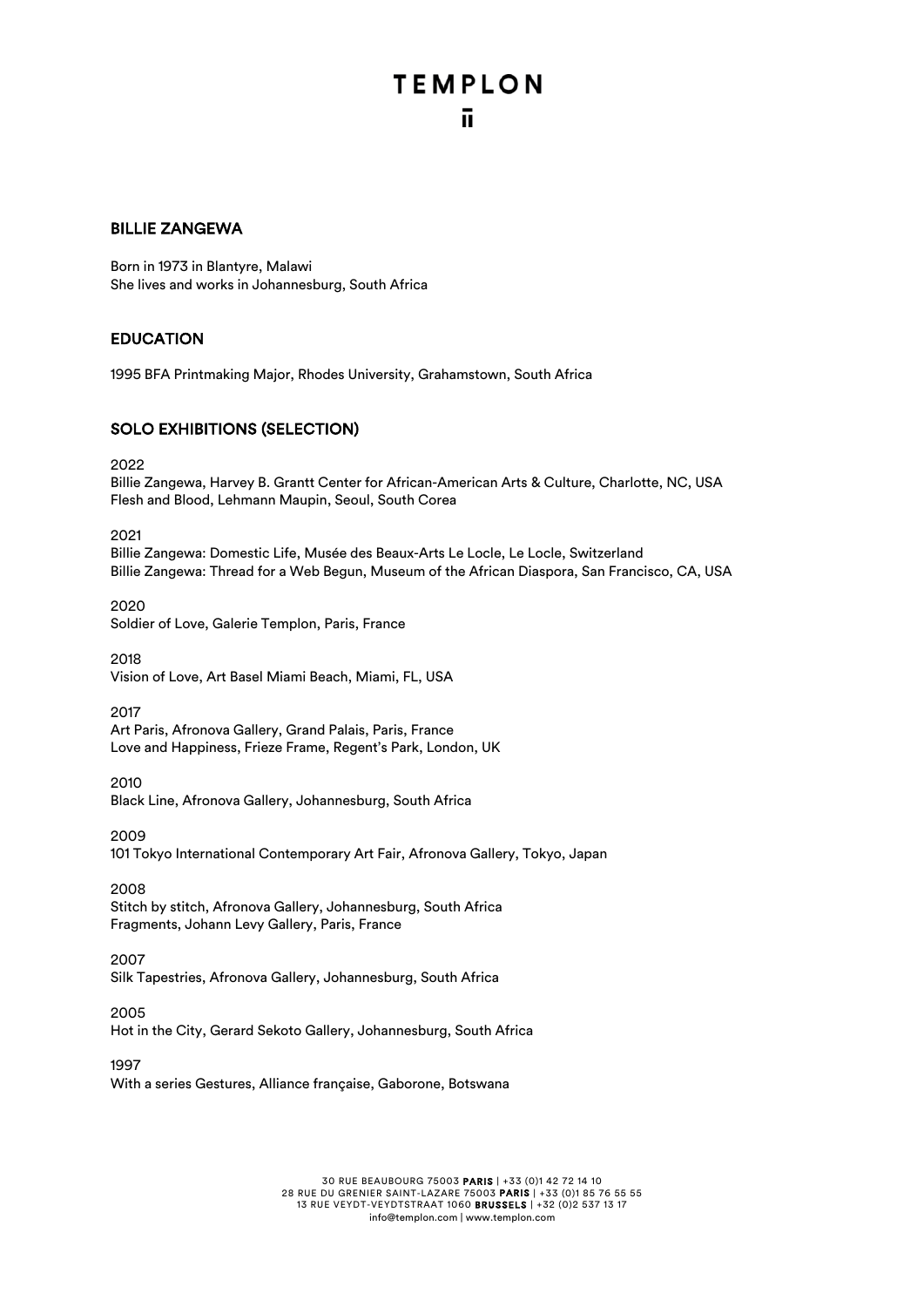# TEMPLON

## BILLIE ZANGEWA

Born in 1973 in Blantyre, Malawi
She lives and works in Johannesburg, South Africa

## EDUCATION

1995 BFA Printmaking Major, Rhodes University, Grahamstown, South Africa

## SOLO EXHIBITIONS (SELECTION)

2022
Billie Zangewa, Harvey B. Grantt Center for African-American Arts & Culture, Charlotte, NC, USA
Flesh and Blood, Lehmann Maupin, Seoul, South Corea

2021
Billie Zangewa: Domestic Life, Musée des Beaux-Arts Le Locle, Le Locle, Switzerland
Billie Zangewa: Thread for a Web Begun, Museum of the African Diaspora, San Francisco, CA, USA

2020
Soldier of Love, Galerie Templon, Paris, France

2018
Vision of Love, Art Basel Miami Beach, Miami, FL, USA

2017
Art Paris, Afronova Gallery, Grand Palais, Paris, France
Love and Happiness, Frieze Frame, Regent's Park, London, UK

2010
Black Line, Afronova Gallery, Johannesburg, South Africa

2009
101 Tokyo International Contemporary Art Fair, Afronova Gallery, Tokyo, Japan

2008
Stitch by stitch, Afronova Gallery, Johannesburg, South Africa
Fragments, Johann Levy Gallery, Paris, France

2007
Silk Tapestries, Afronova Gallery, Johannesburg, South Africa

2005
Hot in the City, Gerard Sekoto Gallery, Johannesburg, South Africa

1997
With a series Gestures, Alliance française, Gaborone, Botswana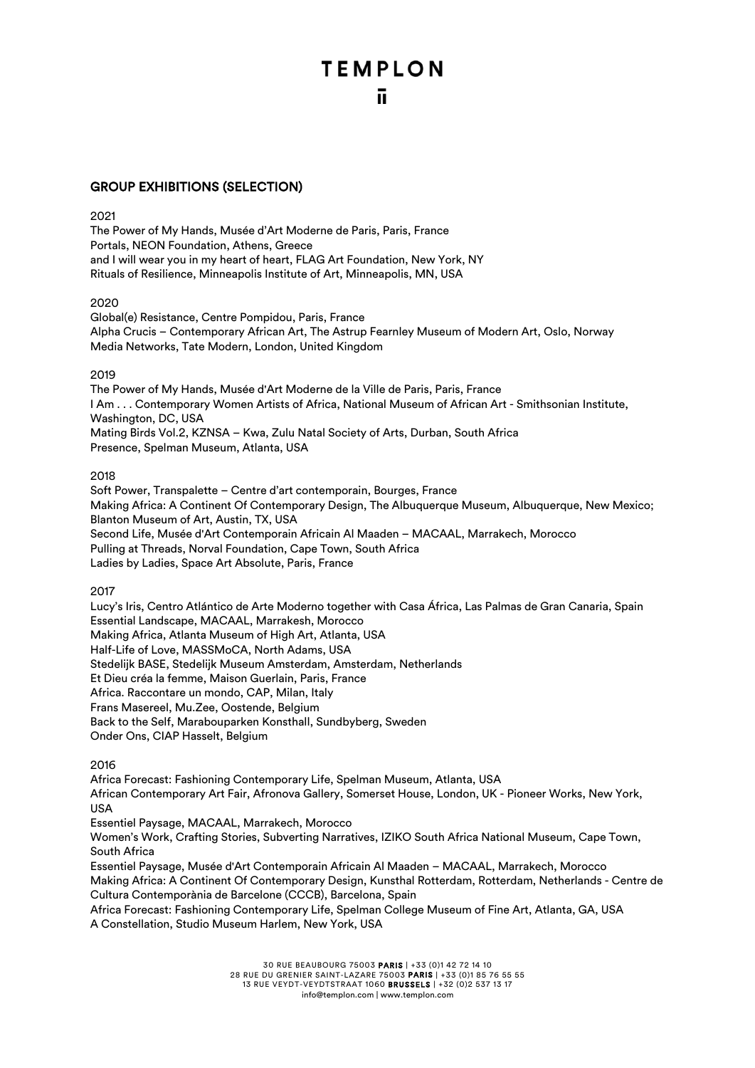## GROUP EXHIBITIONS (SELECTION)

2021

The Power of My Hands, Musée d'Art Moderne de Paris, Paris, France
Portals, NEON Foundation, Athens, Greece
and I will wear you in my heart of heart, FLAG Art Foundation, New York, NY
Rituals of Resilience, Minneapolis Institute of Art, Minneapolis, MN, USA

2020

Global(e) Resistance, Centre Pompidou, Paris, France
Alpha Crucis – Contemporary African Art, The Astrup Fearnley Museum of Modern Art, Oslo, Norway
Media Networks, Tate Modern, London, United Kingdom

2019

The Power of My Hands, Musée d'Art Moderne de la Ville de Paris, Paris, France
I Am . . . Contemporary Women Artists of Africa, National Museum of African Art - Smithsonian Institute, Washington, DC, USA
Mating Birds Vol.2, KZNSA – Kwa, Zulu Natal Society of Arts, Durban, South Africa
Presence, Spelman Museum, Atlanta, USA

2018

Soft Power, Transpalette – Centre d'art contemporain, Bourges, France
Making Africa: A Continent Of Contemporary Design, The Albuquerque Museum, Albuquerque, New Mexico; Blanton Museum of Art, Austin, TX, USA
Second Life, Musée d'Art Contemporain Africain Al Maaden – MACAAL, Marrakech, Morocco
Pulling at Threads, Norval Foundation, Cape Town, South Africa
Ladies by Ladies, Space Art Absolute, Paris, France

2017

Lucy's Iris, Centro Atlántico de Arte Moderno together with Casa África, Las Palmas de Gran Canaria, Spain
Essential Landscape, MACAAL, Marrakesh, Morocco
Making Africa, Atlanta Museum of High Art, Atlanta, USA
Half-Life of Love, MASSMoCA, North Adams, USA
Stedelijk BASE, Stedelijk Museum Amsterdam, Amsterdam, Netherlands
Et Dieu créa la femme, Maison Guerlain, Paris, France
Africa. Raccontare un mondo, CAP, Milan, Italy
Frans Masereel, Mu.Zee, Oostende, Belgium
Back to the Self, Marabouparken Konsthall, Sundbyberg, Sweden
Order Ons, CIAP Hasselt, Belgium

2016

Africa Forecast: Fashioning Contemporary Life, Spelman Museum, Atlanta, USA
African Contemporary Art Fair, Afronova Gallery, Somerset House, London, UK - Pioneer Works, New York, USA
Essentiel Paysage, MACAAL, Marrakech, Morocco
Women's Work, Crafting Stories, Subverting Narratives, IZIKO South Africa National Museum, Cape Town, South Africa
Essentiel Paysage, Musée d'Art Contemporain Africain Al Maaden – MACAAL, Marrakech, Morocco
Making Africa: A Continent Of Contemporary Design, Kunsthal Rotterdam, Rotterdam, Netherlands - Centre de Cultura Contemporània de Barcelone (CCCB), Barcelona, Spain
Africa Forecast: Fashioning Contemporary Life, Spelman College Museum of Fine Art, Atlanta, GA, USA
A Constellation, Studio Museum Harlem, New York, USA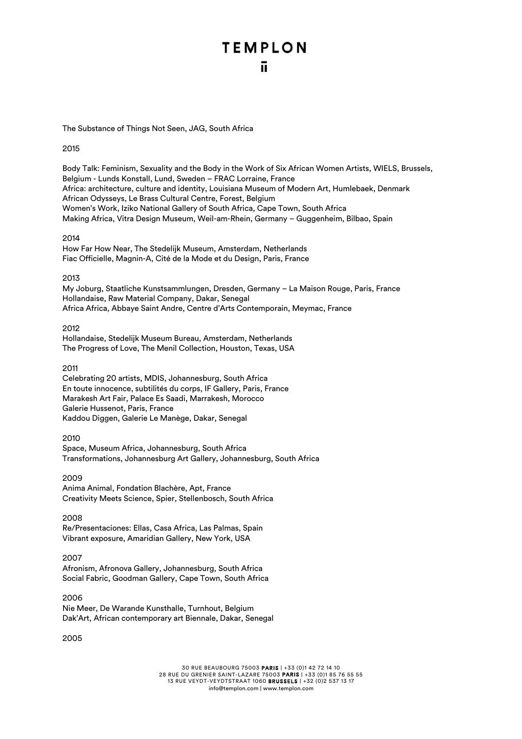The Substance of Things Not Seen, JAG, South Africa

2015

Body Talk: Feminism, Sexuality and the Body in the Work of Six African Women Artists, WIELS, Brussels, Belgium - Lunds Konstall, Lund, Sweden – FRAC Lorraine, France
Africa: architecture, culture and identity, Louisiana Museum of Modern Art, Humlebaek, Denmark
African Odysseys, Le Brass Cultural Centre, Forest, Belgium
Women's Work, Iziko National Gallery of South Africa, Cape Town, South Africa
Making Africa, Vitra Design Museum, Weil-am-Rhein, Germany – Guggenheim, Bilbao, Spain

2014
How Far How Near, The Stedelijk Museum, Amsterdam, Netherlands
Fiac Officielle, Magnin-A, Cité de la Mode et du Design, Paris, France

2013
My Joburg, Staatliche Kunstsammlungen, Dresden, Germany – La Maison Rouge, Paris, France
Hollandaise, Raw Material Company, Dakar, Senegal
Africa Africa, Abbaye Saint Andre, Centre d'Arts Contemporain, Meymac, France

2012
Hollandaise, Stedelijk Museum Bureau, Amsterdam, Netherlands
The Progress of Love, The Menil Collection, Houston, Texas, USA

2011
Celebrating 20 artists, MDIS, Johannesburg, South Africa
En toute innocence, subtilités du corps, IF Gallery, Paris, France
Marakesh Art Fair, Palace Es Saadi, Marrakesh, Morocco
Galerie Hussenot, Paris, France
Kaddou Diggen, Galerie Le Manège, Dakar, Senegal

2010
Space, Museum Africa, Johannesburg, South Africa
Transformations, Johannesburg Art Gallery, Johannesburg, South Africa

2009
Anima Animal, Fondation Blachère, Apt, France
Creativity Meets Science, Spier, Stellenbosch, South Africa

2008
Re/Presentaciones: Ellas, Casa Africa, Las Palmas, Spain
Vibrant exposure, Amaridian Gallery, New York, USA

2007
Afronism, Afronova Gallery, Johannesburg, South Africa
Social Fabric, Goodman Gallery, Cape Town, South Africa

2006
Nie Meer, De Warande Kunsthalle, Turnhout, Belgium
Dak'Art, African contemporary art Biennale, Dakar, Senegal

2005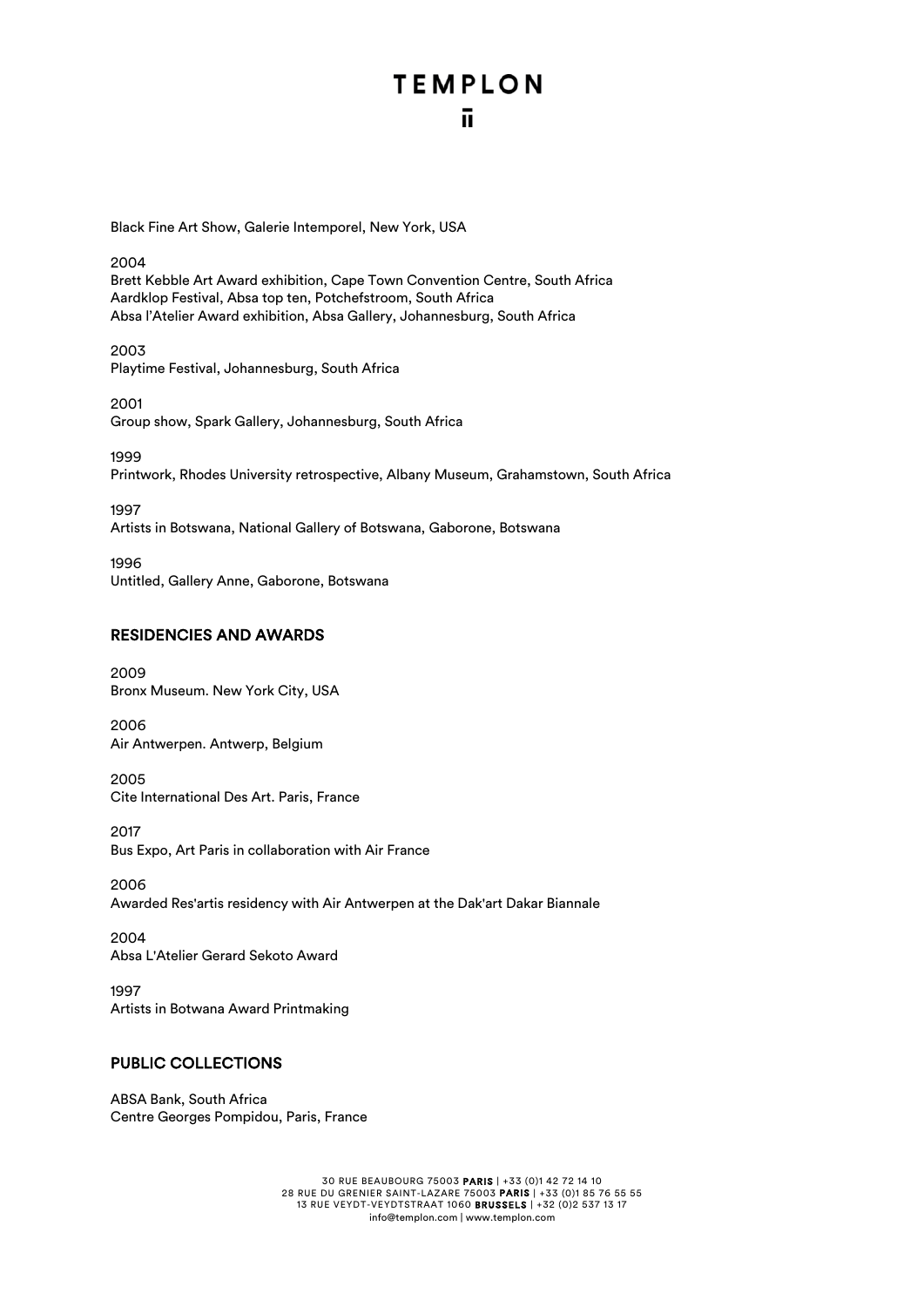Black Fine Art Show, Galerie Intemporel, New York, USA

2004
Brett Kebble Art Award exhibition, Cape Town Convention Centre, South Africa
Aardklop Festival, Absa top ten, Potchefstroom, South Africa
Absa l'Atelier Award exhibition, Absa Gallery, Johannesburg, South Africa

2003
Playtime Festival, Johannesburg, South Africa

2001
Group show, Spark Gallery, Johannesburg, South Africa

1999
Printwork, Rhodes University retrospective, Albany Museum, Grahamstown, South Africa

1997
Artists in Botswana, National Gallery of Botswana, Gaborone, Botswana

1996
Untitled, Gallery Anne, Gaborone, Botswana

## RESIDENCIES AND AWARDS

2009
Bronx Museum. New York City, USA

2006
Air Antwerpen. Antwerp, Belgium

2005
Cite International Des Art. Paris, France

2017
Bus Expo, Art Paris in collaboration with Air France

2006
Awarded Res'artis residency with Air Antwerpen at the Dak'art Dakar Biannale

2004
Absa L'Atelier Gerard Sekoto Award

1997
Artists in Botwana Award Printmaking

## PUBLIC COLLECTIONS

ABSA Bank, South Africa
Centre Georges Pompidou, Paris, France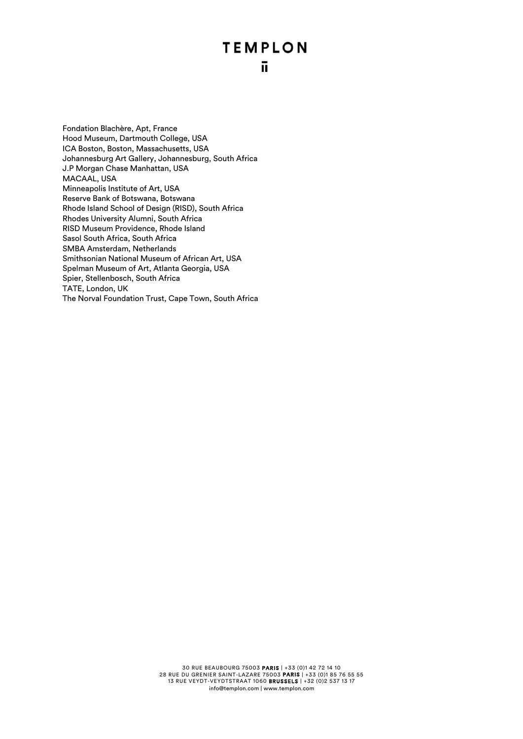Fondation Blachère, Apt, France
Hood Museum, Dartmouth College, USA
ICA Boston, Boston, Massachusetts, USA
Johannesburg Art Gallery, Johannesburg, South Africa
J.P Morgan Chase Manhattan, USA
MACAAL, USA
Minneapolis Institute of Art, USA
Reserve Bank of Botswana, Botswana
Rhode Island School of Design (RISD), South Africa
Rhodes University Alumni, South Africa
RISD Museum Providence, Rhode Island
Sasol South Africa, South Africa
SMBA Amsterdam, Netherlands
Smithsonian National Museum of African Art, USA
Spelman Museum of Art, Atlanta Georgia, USA
Spier, Stellenbosch, South Africa
TATE, London, UK
The Norval Foundation Trust, Cape Town, South Africa